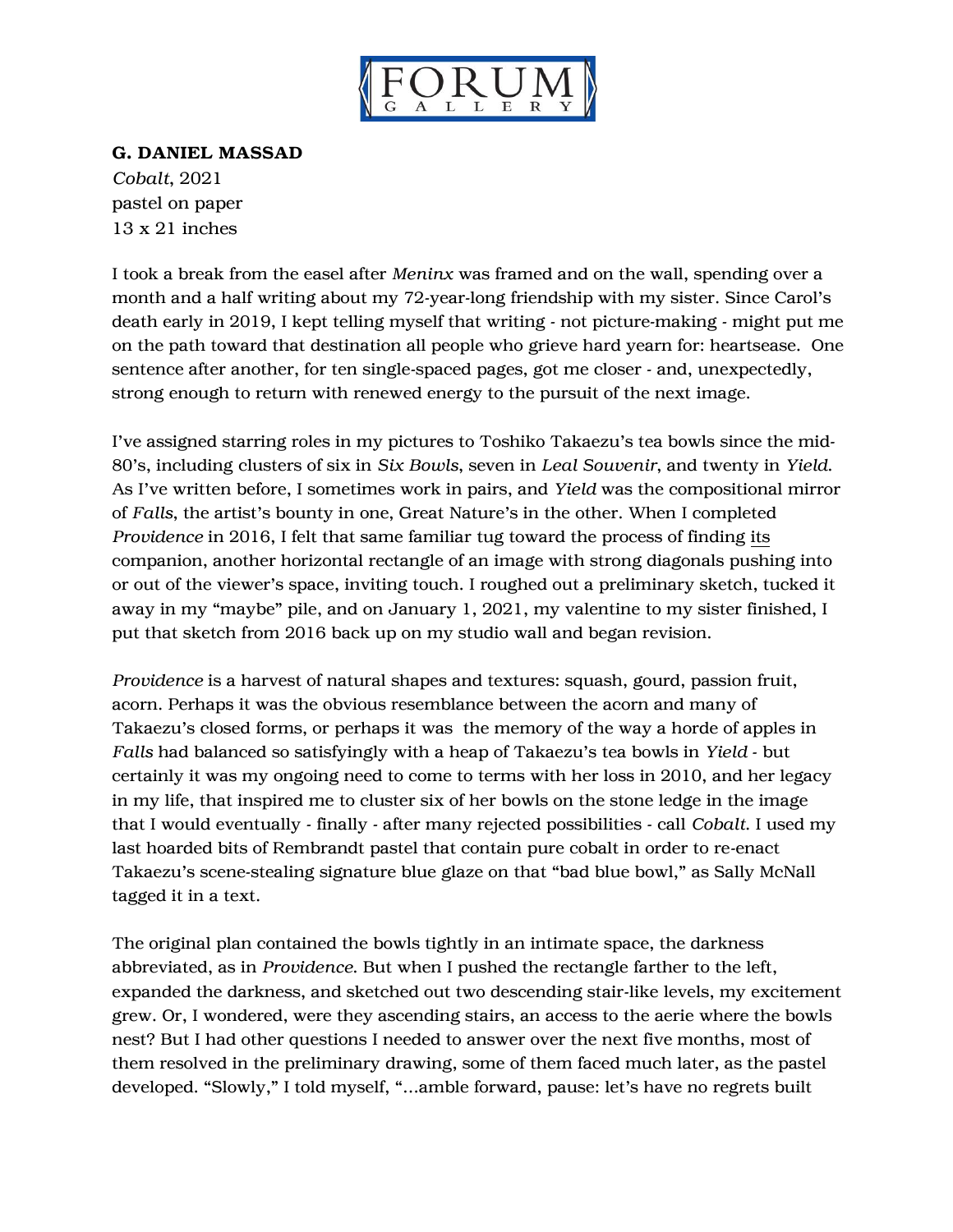**FORUM GALLERY**

**G. DANIEL MASSAD**
*Cobalt*, 2021
pastel on paper
13 x 21 inches

I took a break from the easel after *Meninx* was framed and on the wall, spending over a month and a half writing about my 72-year-long friendship with my sister. Since Carol's death early in 2019, I kept telling myself that writing - not picture-making - might put me on the path toward that destination all people who grieve hard yearn for: heartsease. One sentence after another, for ten single-spaced pages, got me closer - and, unexpectedly, strong enough to return with renewed energy to the pursuit of the next image.

I've assigned starring roles in my pictures to Toshiko Takaezu's tea bowls since the mid-80's, including clusters of six in *Six Bowls*, seven in *Leal Souvenir*, and twenty in *Yield*. As I've written before, I sometimes work in pairs, and *Yield* was the compositional mirror of *Falls*, the artist's bounty in one, Great Nature's in the other. When I completed *Providence* in 2016, I felt that same familiar tug toward the process of finding <u>its</u> companion, another horizontal rectangle of an image with strong diagonals pushing into or out of the viewer's space, inviting touch. I roughed out a preliminary sketch, tucked it away in my "maybe" pile, and on January 1, 2021, my valentine to my sister finished, I put that sketch from 2016 back up on my studio wall and began revision.

*Providence* is a harvest of natural shapes and textures: squash, gourd, passion fruit, acorn. Perhaps it was the obvious resemblance between the acorn and many of Takaezu's closed forms, or perhaps it was the memory of the way a horde of apples in *Falls* had balanced so satisfyingly with a heap of Takaezu's tea bowls in *Yield* - but certainly it was my ongoing need to come to terms with her loss in 2010, and her legacy in my life, that inspired me to cluster six of her bowls on the stone ledge in the image that I would eventually - finally - after many rejected possibilities - call *Cobalt*. I used my last hoarded bits of Rembrandt pastel that contain pure cobalt in order to re-enact Takaezu's scene-stealing signature blue glaze on that "bad blue bowl," as Sally McNall tagged it in a text.

The original plan contained the bowls tightly in an intimate space, the darkness abbreviated, as in *Providence*. But when I pushed the rectangle farther to the left, expanded the darkness, and sketched out two descending stair-like levels, my excitement grew. Or, I wondered, were they ascending stairs, an access to the aerie where the bowls nest? But I had other questions I needed to answer over the next five months, most of them resolved in the preliminary drawing, some of them faced much later, as the pastel developed. "Slowly," I told myself, "...amble forward, pause: let's have no regrets built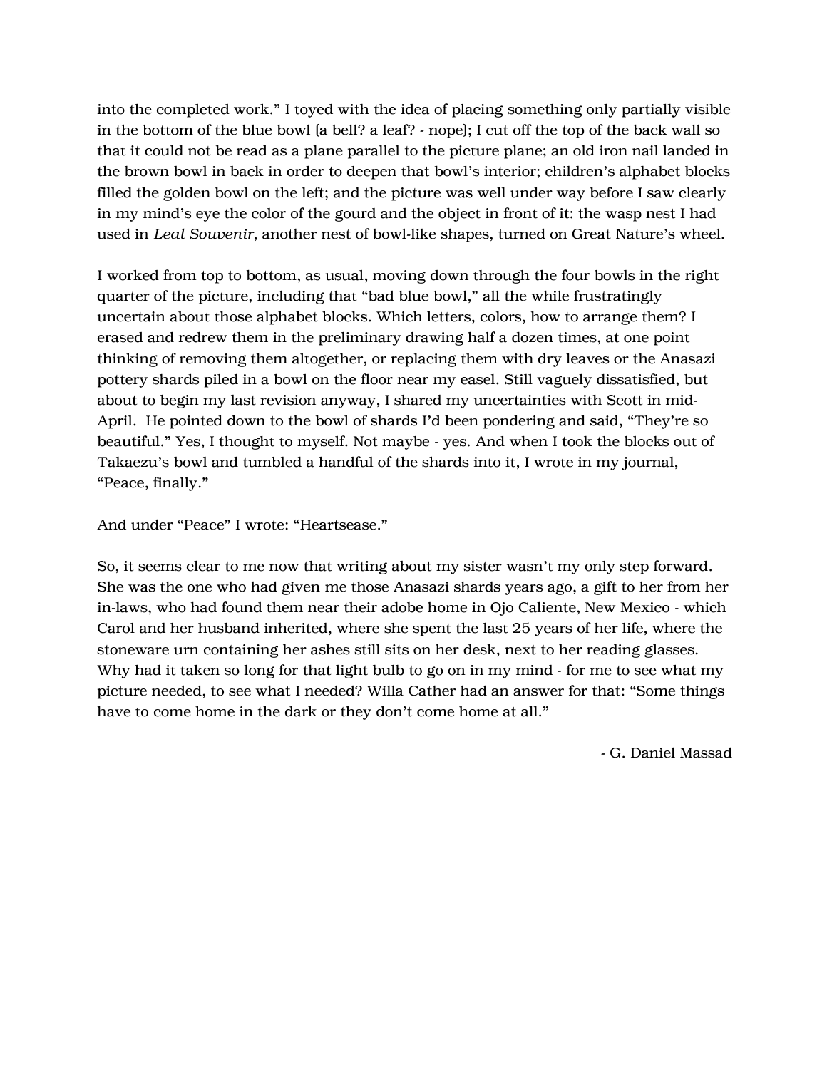into the completed work." I toyed with the idea of placing something only partially visible in the bottom of the blue bowl (a bell? a leaf? - nope); I cut off the top of the back wall so that it could not be read as a plane parallel to the picture plane; an old iron nail landed in the brown bowl in back in order to deepen that bowl's interior; children's alphabet blocks filled the golden bowl on the left; and the picture was well under way before I saw clearly in my mind's eye the color of the gourd and the object in front of it: the wasp nest I had used in *Leal Souvenir*, another nest of bowl-like shapes, turned on Great Nature's wheel.

I worked from top to bottom, as usual, moving down through the four bowls in the right quarter of the picture, including that "bad blue bowl," all the while frustratingly uncertain about those alphabet blocks. Which letters, colors, how to arrange them? I erased and redrew them in the preliminary drawing half a dozen times, at one point thinking of removing them altogether, or replacing them with dry leaves or the Anasazi pottery shards piled in a bowl on the floor near my easel. Still vaguely dissatisfied, but about to begin my last revision anyway, I shared my uncertainties with Scott in mid-April. He pointed down to the bowl of shards I'd been pondering and said, "They're so beautiful." Yes, I thought to myself. Not maybe - yes. And when I took the blocks out of Takaezu's bowl and tumbled a handful of the shards into it, I wrote in my journal, "Peace, finally."

And under "Peace" I wrote: "Heartsease."

So, it seems clear to me now that writing about my sister wasn't my only step forward. She was the one who had given me those Anasazi shards years ago, a gift to her from her in-laws, who had found them near their adobe home in Ojo Caliente, New Mexico - which Carol and her husband inherited, where she spent the last 25 years of her life, where the stoneware urn containing her ashes still sits on her desk, next to her reading glasses. Why had it taken so long for that light bulb to go on in my mind - for me to see what my picture needed, to see what I needed? Willa Cather had an answer for that: "Some things have to come home in the dark or they don't come home at all."

- G. Daniel Massad